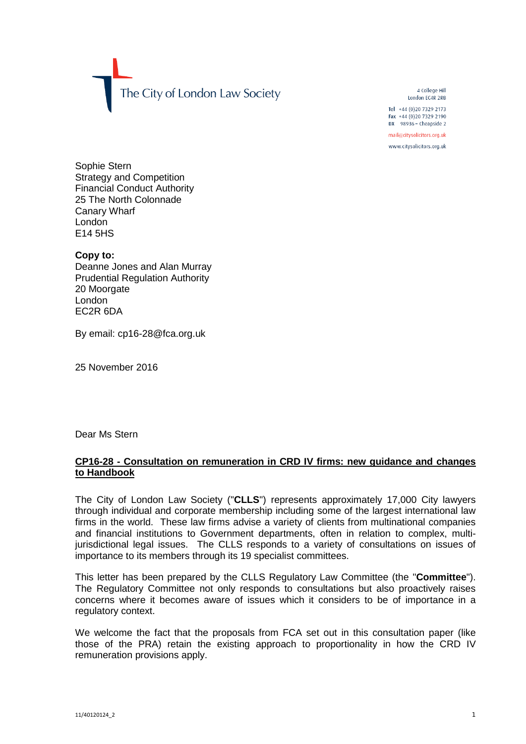The City of London Law Society

4 College Hill
London EC4R 2RB

Tel +44 (0)20 7329 2173
Fax +44 (0)20 7329 2190
DX 98936 – Cheapside 2

mail@citysolicitors.org.uk

www.citysolicitors.org.uk

Sophie Stern
Strategy and Competition
Financial Conduct Authority
25 The North Colonnade
Canary Wharf
London
E14 5HS

**Copy to:**
Deanne Jones and Alan Murray
Prudential Regulation Authority
20 Moorgate
London
EC2R 6DA

By email: cp16-28@fca.org.uk

25 November 2016

Dear Ms Stern

**CP16-28 - Consultation on remuneration in CRD IV firms: new guidance and changes to Handbook**

The City of London Law Society ("**CLLS**") represents approximately 17,000 City lawyers through individual and corporate membership including some of the largest international law firms in the world. These law firms advise a variety of clients from multinational companies and financial institutions to Government departments, often in relation to complex, multi-jurisdictional legal issues. The CLLS responds to a variety of consultations on issues of importance to its members through its 19 specialist committees.

This letter has been prepared by the CLLS Regulatory Law Committee (the "**Committee**"). The Regulatory Committee not only responds to consultations but also proactively raises concerns where it becomes aware of issues which it considers to be of importance in a regulatory context.

We welcome the fact that the proposals from FCA set out in this consultation paper (like those of the PRA) retain the existing approach to proportionality in how the CRD IV remuneration provisions apply.

11/40120124_2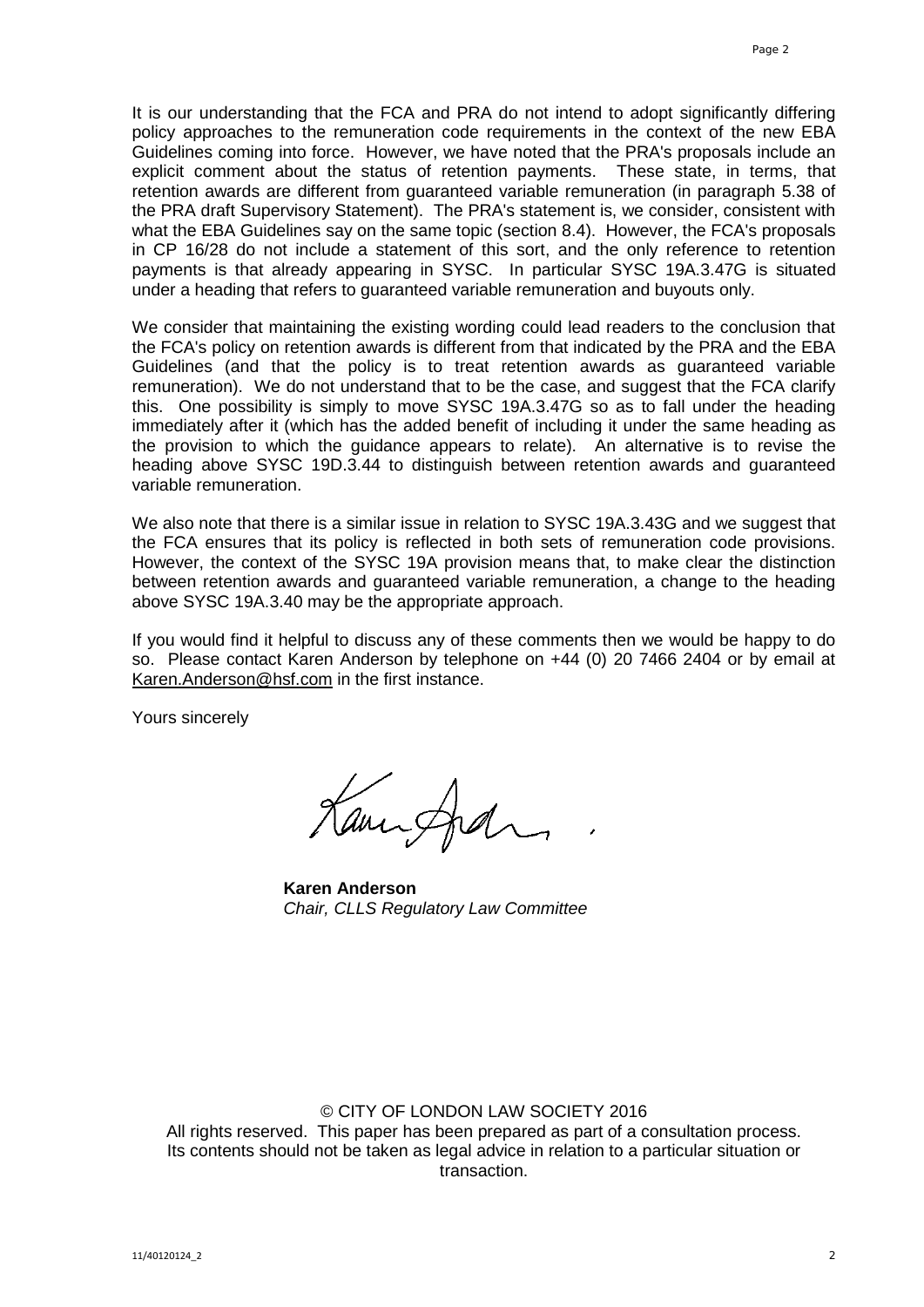It is our understanding that the FCA and PRA do not intend to adopt significantly differing policy approaches to the remuneration code requirements in the context of the new EBA Guidelines coming into force. However, we have noted that the PRA's proposals include an explicit comment about the status of retention payments. These state, in terms, that retention awards are different from guaranteed variable remuneration (in paragraph 5.38 of the PRA draft Supervisory Statement). The PRA's statement is, we consider, consistent with what the EBA Guidelines say on the same topic (section 8.4). However, the FCA's proposals in CP 16/28 do not include a statement of this sort, and the only reference to retention payments is that already appearing in SYSC. In particular SYSC 19A.3.47G is situated under a heading that refers to guaranteed variable remuneration and buyouts only.

We consider that maintaining the existing wording could lead readers to the conclusion that the FCA's policy on retention awards is different from that indicated by the PRA and the EBA Guidelines (and that the policy is to treat retention awards as guaranteed variable remuneration). We do not understand that to be the case, and suggest that the FCA clarify this. One possibility is simply to move SYSC 19A.3.47G so as to fall under the heading immediately after it (which has the added benefit of including it under the same heading as the provision to which the guidance appears to relate). An alternative is to revise the heading above SYSC 19D.3.44 to distinguish between retention awards and guaranteed variable remuneration.

We also note that there is a similar issue in relation to SYSC 19A.3.43G and we suggest that the FCA ensures that its policy is reflected in both sets of remuneration code provisions. However, the context of the SYSC 19A provision means that, to make clear the distinction between retention awards and guaranteed variable remuneration, a change to the heading above SYSC 19A.3.40 may be the appropriate approach.

If you would find it helpful to discuss any of these comments then we would be happy to do so. Please contact Karen Anderson by telephone on +44 (0) 20 7466 2404 or by email at Karen.Anderson@hsf.com in the first instance.

Yours sincerely

**Karen Anderson**
*Chair, CLLS Regulatory Law Committee*

© CITY OF LONDON LAW SOCIETY 2016
All rights reserved. This paper has been prepared as part of a consultation process. Its contents should not be taken as legal advice in relation to a particular situation or transaction.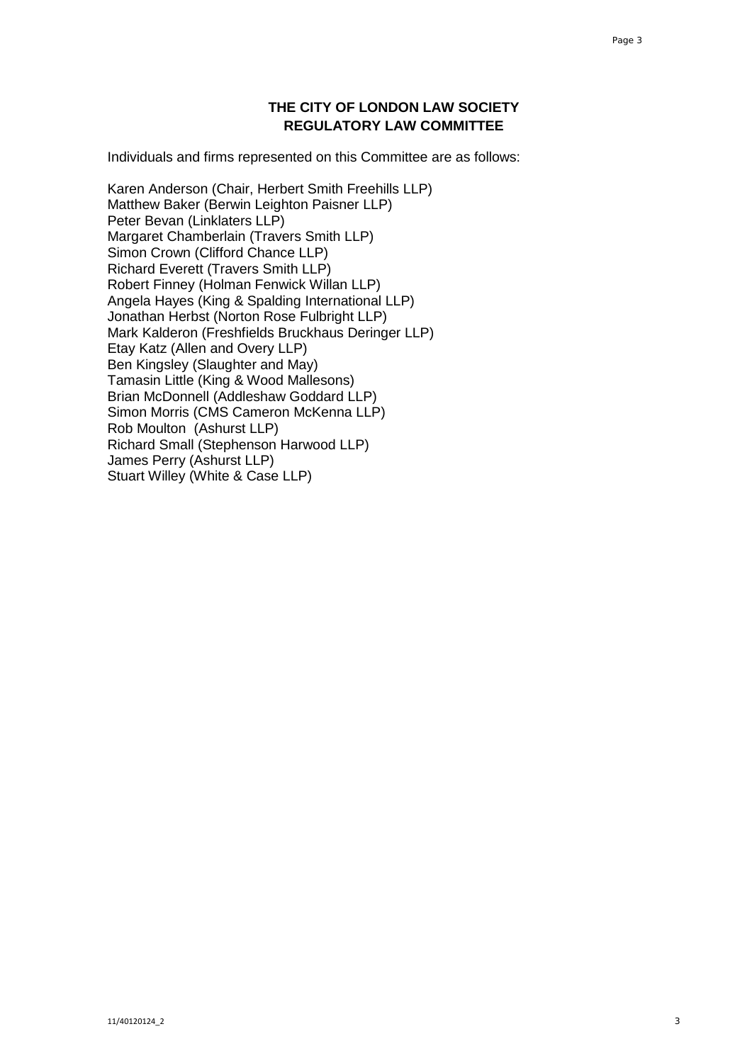**THE CITY OF LONDON LAW SOCIETY**
**REGULATORY LAW COMMITTEE**

Individuals and firms represented on this Committee are as follows:

Karen Anderson (Chair, Herbert Smith Freehills LLP)
Matthew Baker (Berwin Leighton Paisner LLP)
Peter Bevan (Linklaters LLP)
Margaret Chamberlain (Travers Smith LLP)
Simon Crown (Clifford Chance LLP)
Richard Everett (Travers Smith LLP)
Robert Finney (Holman Fenwick Willan LLP)
Angela Hayes (King & Spalding International LLP)
Jonathan Herbst (Norton Rose Fulbright LLP)
Mark Kalderon (Freshfields Bruckhaus Deringer LLP)
Etay Katz (Allen and Overy LLP)
Ben Kingsley (Slaughter and May)
Tamasin Little (King & Wood Mallesons)
Brian McDonnell (Addleshaw Goddard LLP)
Simon Morris (CMS Cameron McKenna LLP)
Rob Moulton (Ashurst LLP)
Richard Small (Stephenson Harwood LLP)
James Perry (Ashurst LLP)
Stuart Willey (White & Case LLP)